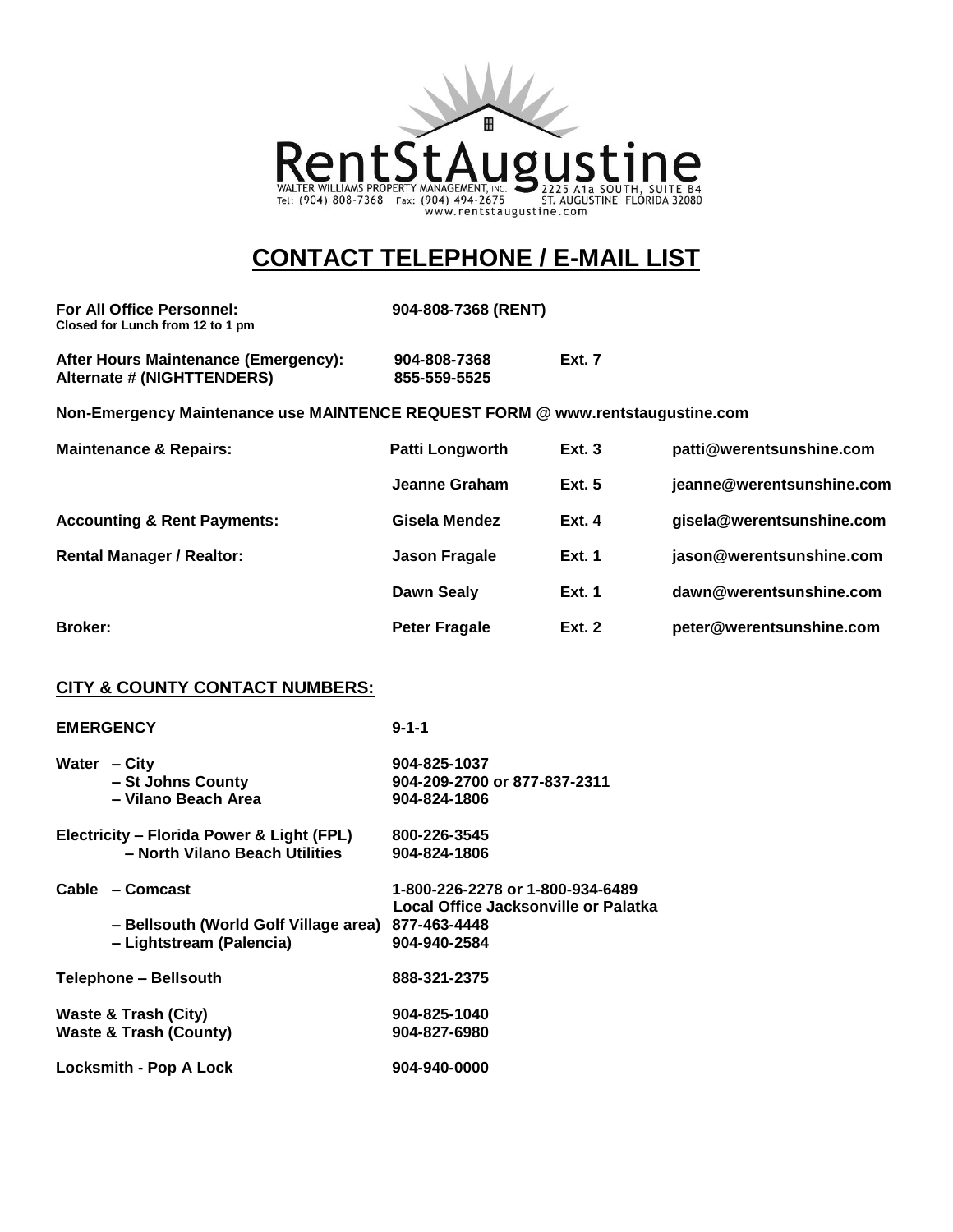RentStAugustine

WALTER WILLIAMS PROPERTY MANAGEMENT, INC. 2225 A1a SOUTH, SUITE B4
Tel: (904) 808-7368 Fax: (904) 494-2675 ST. AUGUSTINE FLORIDA 32080
www.rentstaugustine.com

# CONTACT TELEPHONE / E-MAIL LIST

**For All Office Personnel:** **904-808-7368 (RENT)**
**Closed for Lunch from 12 to 1 pm**

**After Hours Maintenance (Emergency):** **904-808-7368 Ext. 7**
**Alternate # (NIGHTTENDERS)** **855-559-5525**

**Non-Emergency Maintenance use MAINTENCE REQUEST FORM @ www.rentstaugustine.com**

| | | | |
|---|---|---|---|
| **Maintenance & Repairs:** | **Patti Longworth** | **Ext. 3** | **patti@werentsunshine.com** |
| | **Jeanne Graham** | **Ext. 5** | **jeanne@werentsunshine.com** |
| **Accounting & Rent Payments:** | **Gisela Mendez** | **Ext. 4** | **gisela@werentsunshine.com** |
| **Rental Manager / Realtor:** | **Jason Fragale** | **Ext. 1** | **jason@werentsunshine.com** |
| | **Dawn Sealy** | **Ext. 1** | **dawn@werentsunshine.com** |
| **Broker:** | **Peter Fragale** | **Ext. 2** | **peter@werentsunshine.com** |

## CITY & COUNTY CONTACT NUMBERS:

| | |
|---|---|
| **EMERGENCY** | **9-1-1** |
| **Water – City** | **904-825-1037** |
| **– St Johns County** | **904-209-2700 or 877-837-2311** |
| **– Vilano Beach Area** | **904-824-1806** |
| **Electricity – Florida Power & Light (FPL)** | **800-226-3545** |
| **– North Vilano Beach Utilities** | **904-824-1806** |
| **Cable – Comcast** | **1-800-226-2278 or 1-800-934-6489 Local Office Jacksonville or Palatka** |
| **– Bellsouth (World Golf Village area)** | **877-463-4448** |
| **– Lightstream (Palencia)** | **904-940-2584** |
| **Telephone – Bellsouth** | **888-321-2375** |
| **Waste & Trash (City)** | **904-825-1040** |
| **Waste & Trash (County)** | **904-827-6980** |
| **Locksmith - Pop A Lock** | **904-940-0000** |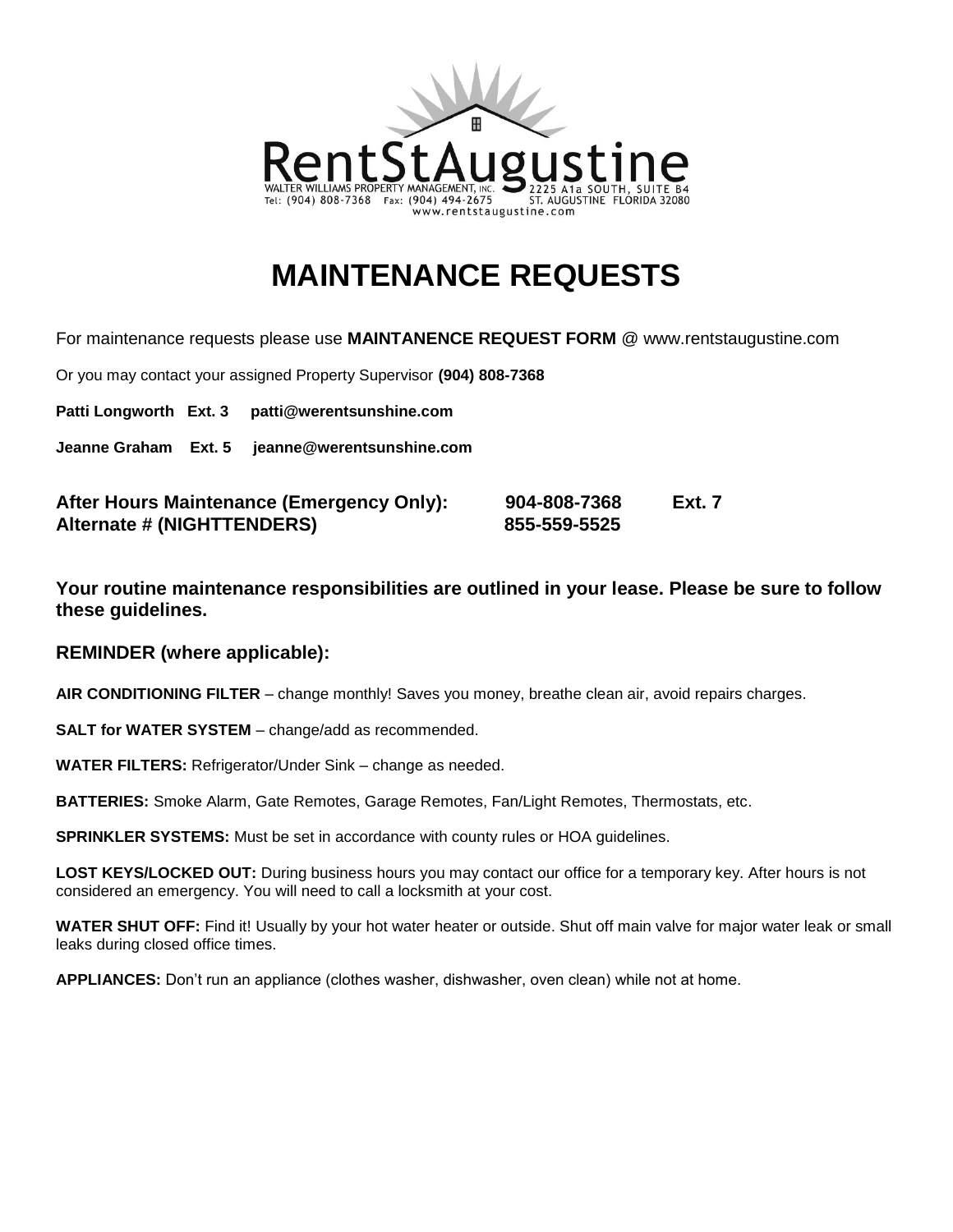RentStAugustine
WALTER WILLIAMS PROPERTY MANAGEMENT, INC. 2225 A1a SOUTH, SUITE B4
Tel: (904) 808-7368 Fax: (904) 494-2675 ST. AUGUSTINE FLORIDA 32080
www.rentstaugustine.com

# MAINTENANCE REQUESTS

For maintenance requests please use **MAINTANENCE REQUEST FORM** @ www.rentstaugustine.com

Or you may contact your assigned Property Supervisor **(904) 808-7368**

**Patti Longworth Ext. 3 patti@werentsunshine.com**

**Jeanne Graham Ext. 5 jeanne@werentsunshine.com**

**After Hours Maintenance (Emergency Only): 904-808-7368 Ext. 7**
**Alternate # (NIGHTTENDERS) 855-559-5525**

### Your routine maintenance responsibilities are outlined in your lease. Please be sure to follow these guidelines.

### REMINDER (where applicable):

**AIR CONDITIONING FILTER** – change monthly! Saves you money, breathe clean air, avoid repairs charges.

**SALT for WATER SYSTEM** – change/add as recommended.

**WATER FILTERS:** Refrigerator/Under Sink – change as needed.

**BATTERIES:** Smoke Alarm, Gate Remotes, Garage Remotes, Fan/Light Remotes, Thermostats, etc.

**SPRINKLER SYSTEMS:** Must be set in accordance with county rules or HOA guidelines.

**LOST KEYS/LOCKED OUT:** During business hours you may contact our office for a temporary key. After hours is not considered an emergency. You will need to call a locksmith at your cost.

**WATER SHUT OFF:** Find it! Usually by your hot water heater or outside. Shut off main valve for major water leak or small leaks during closed office times.

**APPLIANCES:** Don't run an appliance (clothes washer, dishwasher, oven clean) while not at home.